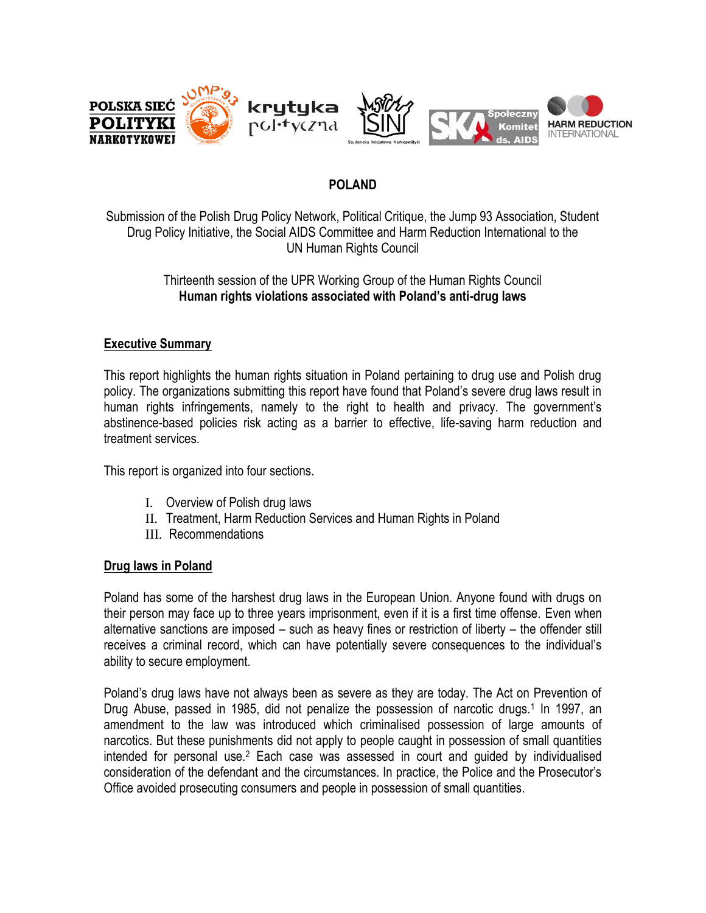# POLAND

Submission of the Polish Drug Policy Network, Political Critique, the Jump 93 Association, Student Drug Policy Initiative, the Social AIDS Committee and Harm Reduction International to the UN Human Rights Council

Thirteenth session of the UPR Working Group of the Human Rights Council
**Human rights violations associated with Poland's anti-drug laws**

## Executive Summary

This report highlights the human rights situation in Poland pertaining to drug use and Polish drug policy. The organizations submitting this report have found that Poland's severe drug laws result in human rights infringements, namely to the right to health and privacy. The government's abstinence-based policies risk acting as a barrier to effective, life-saving harm reduction and treatment services.

This report is organized into four sections.

I. Overview of Polish drug laws
II. Treatment, Harm Reduction Services and Human Rights in Poland
III. Recommendations

## Drug laws in Poland

Poland has some of the harshest drug laws in the European Union. Anyone found with drugs on their person may face up to three years imprisonment, even if it is a first time offense. Even when alternative sanctions are imposed – such as heavy fines or restriction of liberty – the offender still receives a criminal record, which can have potentially severe consequences to the individual's ability to secure employment.

Poland's drug laws have not always been as severe as they are today. The Act on Prevention of Drug Abuse, passed in 1985, did not penalize the possession of narcotic drugs.[1] In 1997, an amendment to the law was introduced which criminalised possession of large amounts of narcotics. But these punishments did not apply to people caught in possession of small quantities intended for personal use.[2] Each case was assessed in court and guided by individualised consideration of the defendant and the circumstances. In practice, the Police and the Prosecutor's Office avoided prosecuting consumers and people in possession of small quantities.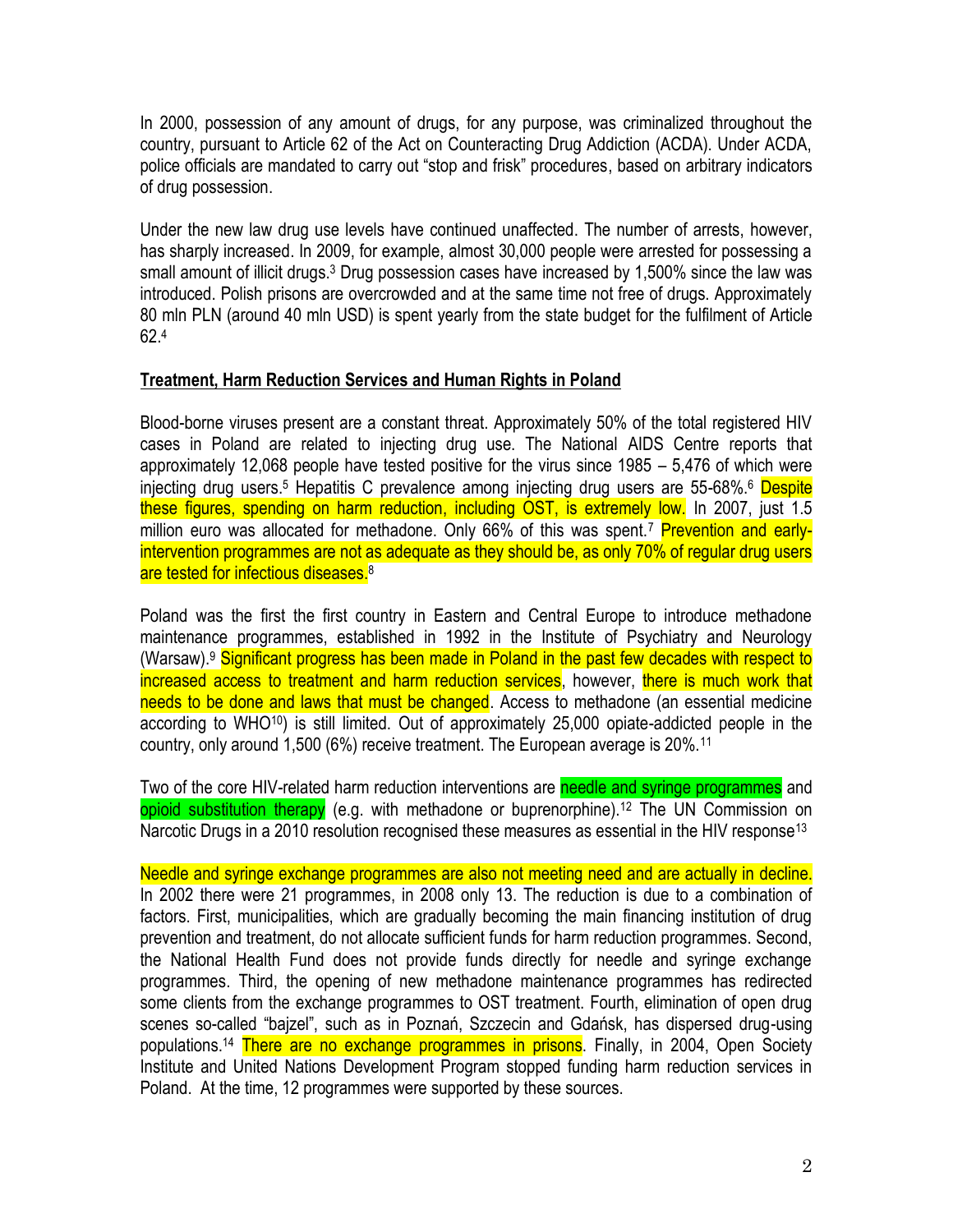In 2000, possession of any amount of drugs, for any purpose, was criminalized throughout the country, pursuant to Article 62 of the Act on Counteracting Drug Addiction (ACDA). Under ACDA, police officials are mandated to carry out "stop and frisk" procedures, based on arbitrary indicators of drug possession.

Under the new law drug use levels have continued unaffected. The number of arrests, however, has sharply increased. In 2009, for example, almost 30,000 people were arrested for possessing a small amount of illicit drugs.[3] Drug possession cases have increased by 1,500% since the law was introduced. Polish prisons are overcrowded and at the same time not free of drugs. Approximately 80 mln PLN (around 40 mln USD) is spent yearly from the state budget for the fulfilment of Article 62.[4]

## Treatment, Harm Reduction Services and Human Rights in Poland

Blood-borne viruses present are a constant threat. Approximately 50% of the total registered HIV cases in Poland are related to injecting drug use. The National AIDS Centre reports that approximately 12,068 people have tested positive for the virus since 1985 – 5,476 of which were injecting drug users.[5] Hepatitis C prevalence among injecting drug users are 55-68%.[6] Despite these figures, spending on harm reduction, including OST, is extremely low. In 2007, just 1.5 million euro was allocated for methadone. Only 66% of this was spent.[7] Prevention and early-intervention programmes are not as adequate as they should be, as only 70% of regular drug users are tested for infectious diseases.[8]

Poland was the first the first country in Eastern and Central Europe to introduce methadone maintenance programmes, established in 1992 in the Institute of Psychiatry and Neurology (Warsaw).[9] Significant progress has been made in Poland in the past few decades with respect to increased access to treatment and harm reduction services, however, there is much work that needs to be done and laws that must be changed. Access to methadone (an essential medicine according to WHO[10]) is still limited. Out of approximately 25,000 opiate-addicted people in the country, only around 1,500 (6%) receive treatment. The European average is 20%.[11]

Two of the core HIV-related harm reduction interventions are needle and syringe programmes and opioid substitution therapy (e.g. with methadone or buprenorphine).[12] The UN Commission on Narcotic Drugs in a 2010 resolution recognised these measures as essential in the HIV response[13]

Needle and syringe exchange programmes are also not meeting need and are actually in decline. In 2002 there were 21 programmes, in 2008 only 13. The reduction is due to a combination of factors. First, municipalities, which are gradually becoming the main financing institution of drug prevention and treatment, do not allocate sufficient funds for harm reduction programmes. Second, the National Health Fund does not provide funds directly for needle and syringe exchange programmes. Third, the opening of new methadone maintenance programmes has redirected some clients from the exchange programmes to OST treatment. Fourth, elimination of open drug scenes so-called "bajzel", such as in Poznań, Szczecin and Gdańsk, has dispersed drug-using populations.[14] There are no exchange programmes in prisons. Finally, in 2004, Open Society Institute and United Nations Development Program stopped funding harm reduction services in Poland. At the time, 12 programmes were supported by these sources.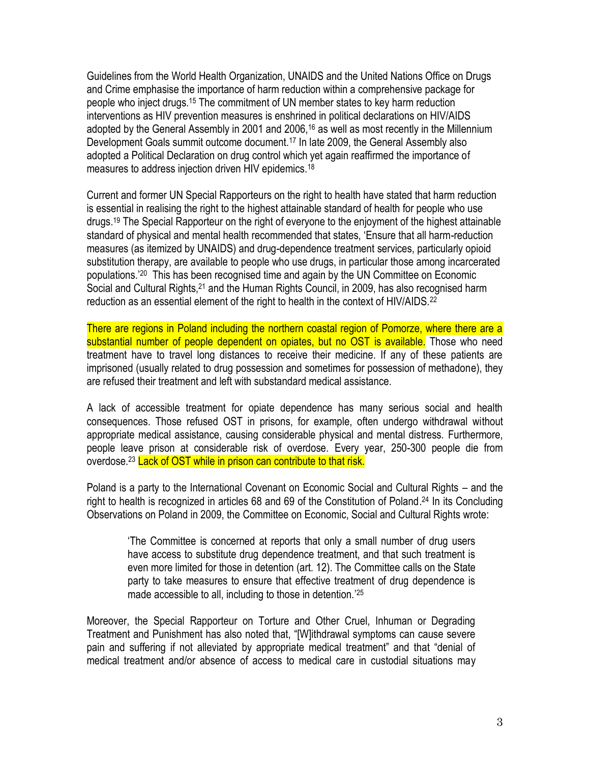Guidelines from the World Health Organization, UNAIDS and the United Nations Office on Drugs and Crime emphasise the importance of harm reduction within a comprehensive package for people who inject drugs.[15] The commitment of UN member states to key harm reduction interventions as HIV prevention measures is enshrined in political declarations on HIV/AIDS adopted by the General Assembly in 2001 and 2006,[16] as well as most recently in the Millennium Development Goals summit outcome document.[17] In late 2009, the General Assembly also adopted a Political Declaration on drug control which yet again reaffirmed the importance of measures to address injection driven HIV epidemics.[18]

Current and former UN Special Rapporteurs on the right to health have stated that harm reduction is essential in realising the right to the highest attainable standard of health for people who use drugs.[19] The Special Rapporteur on the right of everyone to the enjoyment of the highest attainable standard of physical and mental health recommended that states, 'Ensure that all harm-reduction measures (as itemized by UNAIDS) and drug-dependence treatment services, particularly opioid substitution therapy, are available to people who use drugs, in particular those among incarcerated populations.'[20] This has been recognised time and again by the UN Committee on Economic Social and Cultural Rights,[21] and the Human Rights Council, in 2009, has also recognised harm reduction as an essential element of the right to health in the context of HIV/AIDS.[22]

There are regions in Poland including the northern coastal region of Pomorze, where there are a substantial number of people dependent on opiates, but no OST is available. Those who need treatment have to travel long distances to receive their medicine. If any of these patients are imprisoned (usually related to drug possession and sometimes for possession of methadone), they are refused their treatment and left with substandard medical assistance.

A lack of accessible treatment for opiate dependence has many serious social and health consequences. Those refused OST in prisons, for example, often undergo withdrawal without appropriate medical assistance, causing considerable physical and mental distress. Furthermore, people leave prison at considerable risk of overdose. Every year, 250-300 people die from overdose.[23] Lack of OST while in prison can contribute to that risk.

Poland is a party to the International Covenant on Economic Social and Cultural Rights – and the right to health is recognized in articles 68 and 69 of the Constitution of Poland.[24] In its Concluding Observations on Poland in 2009, the Committee on Economic, Social and Cultural Rights wrote:

> 'The Committee is concerned at reports that only a small number of drug users have access to substitute drug dependence treatment, and that such treatment is even more limited for those in detention (art. 12). The Committee calls on the State party to take measures to ensure that effective treatment of drug dependence is made accessible to all, including to those in detention.'[25]

Moreover, the Special Rapporteur on Torture and Other Cruel, Inhuman or Degrading Treatment and Punishment has also noted that, "[W]ithdrawal symptoms can cause severe pain and suffering if not alleviated by appropriate medical treatment" and that "denial of medical treatment and/or absence of access to medical care in custodial situations may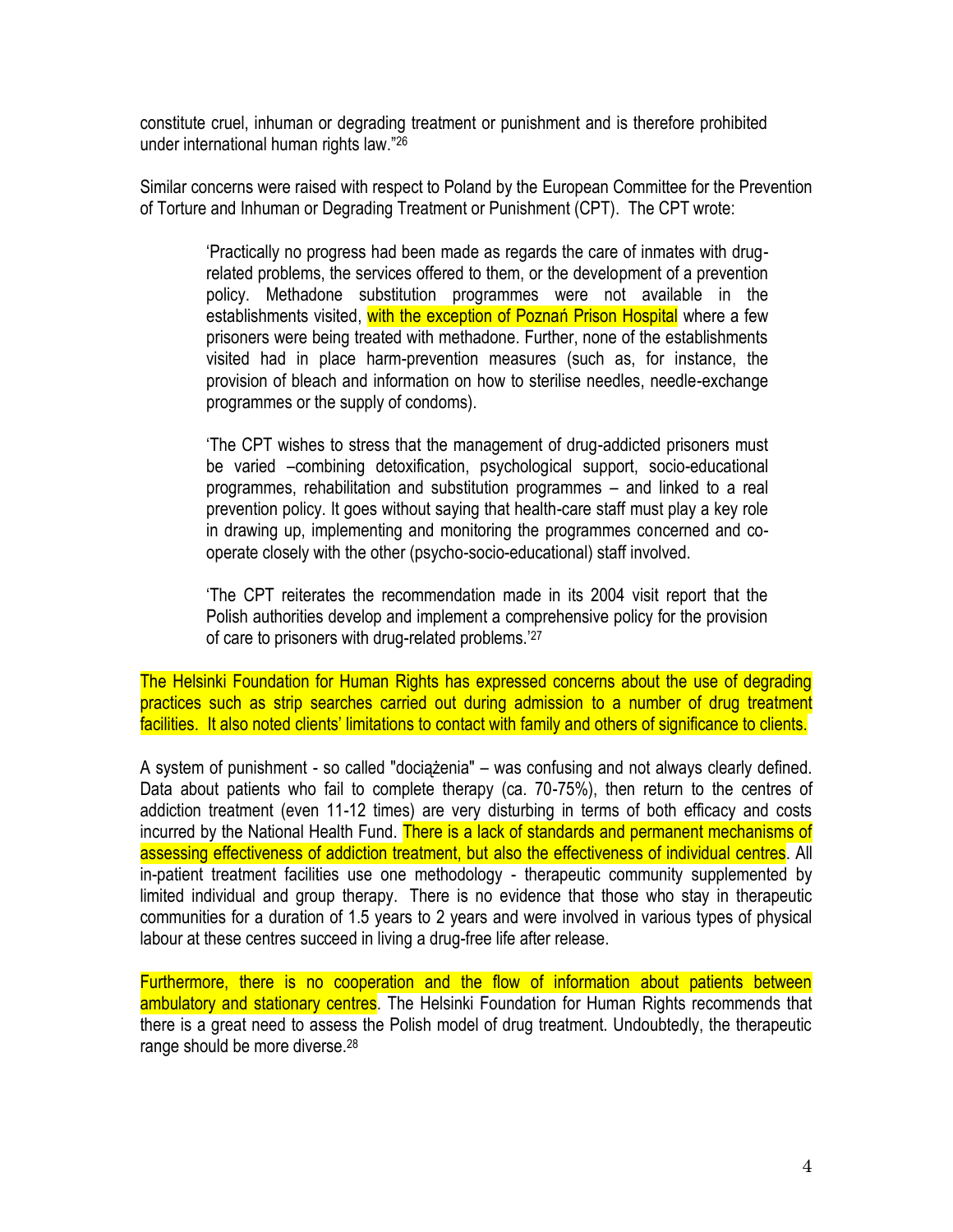constitute cruel, inhuman or degrading treatment or punishment and is therefore prohibited under international human rights law."[26]

Similar concerns were raised with respect to Poland by the European Committee for the Prevention of Torture and Inhuman or Degrading Treatment or Punishment (CPT). The CPT wrote:

> 'Practically no progress had been made as regards the care of inmates with drug-related problems, the services offered to them, or the development of a prevention policy. Methadone substitution programmes were not available in the establishments visited, with the exception of Poznań Prison Hospital where a few prisoners were being treated with methadone. Further, none of the establishments visited had in place harm-prevention measures (such as, for instance, the provision of bleach and information on how to sterilise needles, needle-exchange programmes or the supply of condoms).
>
> 'The CPT wishes to stress that the management of drug-addicted prisoners must be varied –combining detoxification, psychological support, socio-educational programmes, rehabilitation and substitution programmes – and linked to a real prevention policy. It goes without saying that health-care staff must play a key role in drawing up, implementing and monitoring the programmes concerned and co-operate closely with the other (psycho-socio-educational) staff involved.
>
> 'The CPT reiterates the recommendation made in its 2004 visit report that the Polish authorities develop and implement a comprehensive policy for the provision of care to prisoners with drug-related problems.'[27]

The Helsinki Foundation for Human Rights has expressed concerns about the use of degrading practices such as strip searches carried out during admission to a number of drug treatment facilities. It also noted clients' limitations to contact with family and others of significance to clients.

A system of punishment - so called "dociążenia" – was confusing and not always clearly defined. Data about patients who fail to complete therapy (ca. 70-75%), then return to the centres of addiction treatment (even 11-12 times) are very disturbing in terms of both efficacy and costs incurred by the National Health Fund. There is a lack of standards and permanent mechanisms of assessing effectiveness of addiction treatment, but also the effectiveness of individual centres. All in-patient treatment facilities use one methodology - therapeutic community supplemented by limited individual and group therapy. There is no evidence that those who stay in therapeutic communities for a duration of 1.5 years to 2 years and were involved in various types of physical labour at these centres succeed in living a drug-free life after release.

Furthermore, there is no cooperation and the flow of information about patients between ambulatory and stationary centres. The Helsinki Foundation for Human Rights recommends that there is a great need to assess the Polish model of drug treatment. Undoubtedly, the therapeutic range should be more diverse.[28]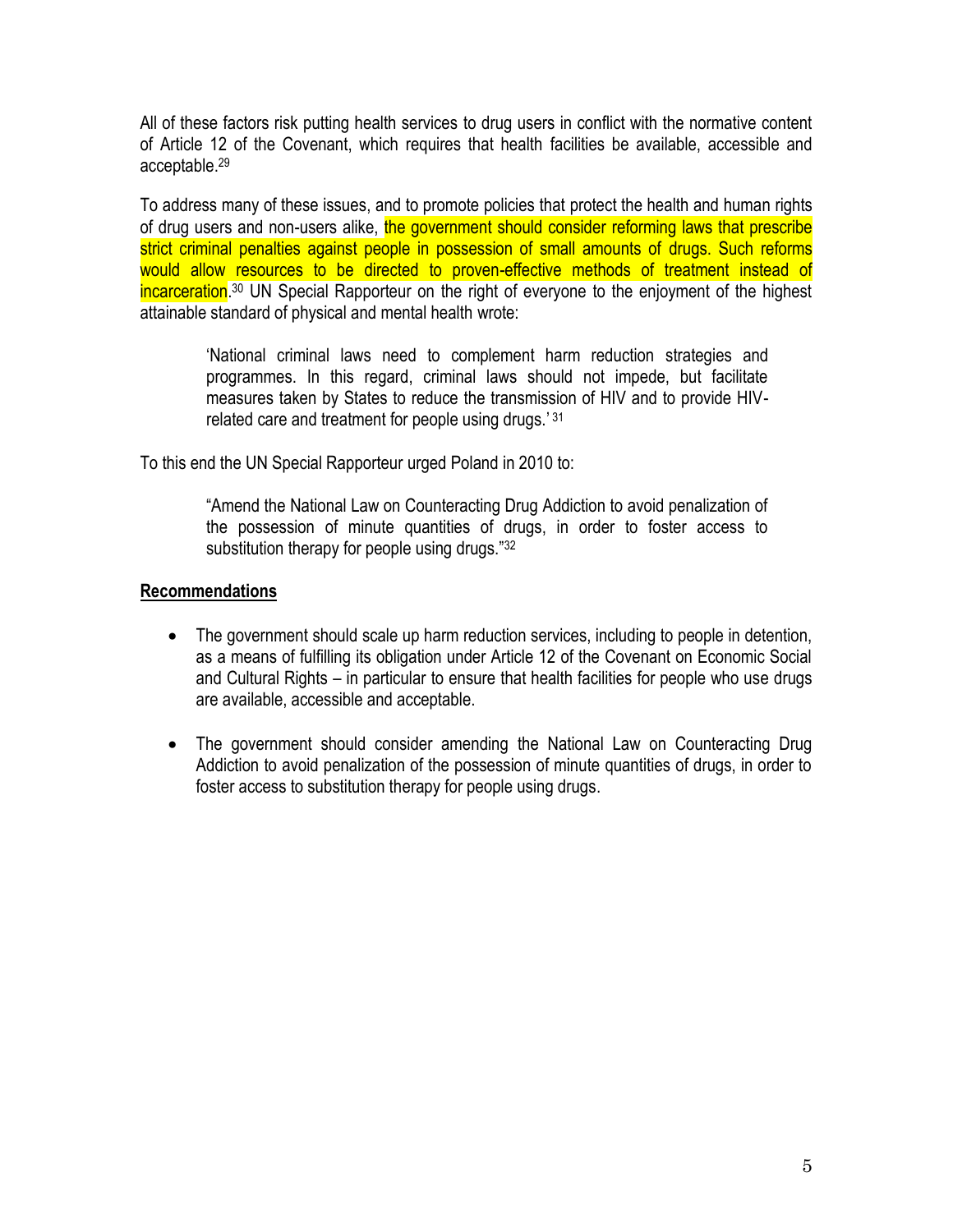All of these factors risk putting health services to drug users in conflict with the normative content of Article 12 of the Covenant, which requires that health facilities be available, accessible and acceptable.[29]

To address many of these issues, and to promote policies that protect the health and human rights of drug users and non-users alike, the government should consider reforming laws that prescribe strict criminal penalties against people in possession of small amounts of drugs. Such reforms would allow resources to be directed to proven-effective methods of treatment instead of incarceration.[30] UN Special Rapporteur on the right of everyone to the enjoyment of the highest attainable standard of physical and mental health wrote:

> 'National criminal laws need to complement harm reduction strategies and programmes. In this regard, criminal laws should not impede, but facilitate measures taken by States to reduce the transmission of HIV and to provide HIV-related care and treatment for people using drugs.'[31]

To this end the UN Special Rapporteur urged Poland in 2010 to:

> "Amend the National Law on Counteracting Drug Addiction to avoid penalization of the possession of minute quantities of drugs, in order to foster access to substitution therapy for people using drugs."[32]

**Recommendations**

- The government should scale up harm reduction services, including to people in detention, as a means of fulfilling its obligation under Article 12 of the Covenant on Economic Social and Cultural Rights – in particular to ensure that health facilities for people who use drugs are available, accessible and acceptable.

- The government should consider amending the National Law on Counteracting Drug Addiction to avoid penalization of the possession of minute quantities of drugs, in order to foster access to substitution therapy for people using drugs.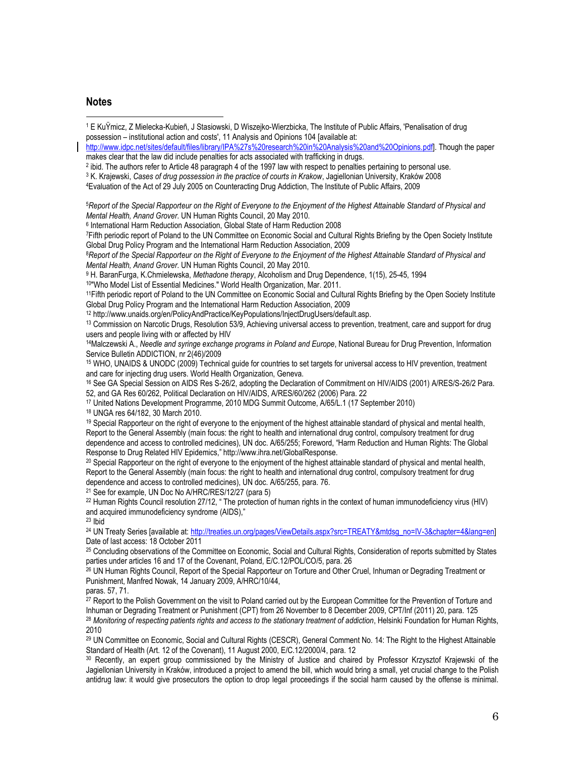## Notes

[1] E KuŸmicz, Z Mielecka-Kubień, J Stasiowski, D Wiszejko-Wierzbicka, The Institute of Public Affairs, 'Penalisation of drug possession – institutional action and costs', 11 Analysis and Opinions 104 [available at: http://www.idpc.net/sites/default/files/library/IPA%27s%20research%20in%20Analysis%20and%20Opinions.pdf]. Though the paper makes clear that the law did include penalties for acts associated with trafficking in drugs.

[2] ibid. The authors refer to Article 48 paragraph 4 of the 1997 law with respect to penalties pertaining to personal use.

[3] K. Krajewski, *Cases of drug possession in the practice of courts in Krakow*, Jagiellonian University, Kraków 2008

[4] Evaluation of the Act of 29 July 2005 on Counteracting Drug Addiction, The Institute of Public Affairs, 2009

[5] *Report of the Special Rapporteur on the Right of Everyone to the Enjoyment of the Highest Attainable Standard of Physical and Mental Health, Anand Grover*. UN Human Rights Council, 20 May 2010.

[6] International Harm Reduction Association, Global State of Harm Reduction 2008

[7] Fifth periodic report of Poland to the UN Committee on Economic Social and Cultural Rights Briefing by the Open Society Institute Global Drug Policy Program and the International Harm Reduction Association, 2009

[8] *Report of the Special Rapporteur on the Right of Everyone to the Enjoyment of the Highest Attainable Standard of Physical and Mental Health, Anand Grover*. UN Human Rights Council, 20 May 2010.

[9] H. BaranFurga, K.Chmielewska, *Methadone therapy*, Alcoholism and Drug Dependence, 1(15), 25-45, 1994

[10] "Who Model List of Essential Medicines." World Health Organization, Mar. 2011.

[11] Fifth periodic report of Poland to the UN Committee on Economic Social and Cultural Rights Briefing by the Open Society Institute Global Drug Policy Program and the International Harm Reduction Association, 2009

[12] http://www.unaids.org/en/PolicyAndPractice/KeyPopulations/InjectDrugUsers/default.asp.

[13] Commission on Narcotic Drugs, Resolution 53/9, Achieving universal access to prevention, treatment, care and support for drug users and people living with or affected by HIV

[14] Malczewski A., *Needle and syringe exchange programs in Poland and Europe*, National Bureau for Drug Prevention, Information Service Bulletin ADDICTION, nr 2(46)/2009

[15] WHO, UNAIDS & UNODC (2009) Technical guide for countries to set targets for universal access to HIV prevention, treatment and care for injecting drug users. World Health Organization, Geneva.

[16] See GA Special Session on AIDS Res S-26/2, adopting the Declaration of Commitment on HIV/AIDS (2001) A/RES/S-26/2 Para. 52, and GA Res 60/262, Political Declaration on HIV/AIDS, A/RES/60/262 (2006) Para. 22

[17] United Nations Development Programme, 2010 MDG Summit Outcome, A/65/L.1 (17 September 2010)

[18] UNGA res 64/182, 30 March 2010.

[19] Special Rapporteur on the right of everyone to the enjoyment of the highest attainable standard of physical and mental health, Report to the General Assembly (main focus: the right to health and international drug control, compulsory treatment for drug dependence and access to controlled medicines), UN doc. A/65/255; Foreword, "Harm Reduction and Human Rights: The Global Response to Drug Related HIV Epidemics," http://www.ihra.net/GlobalResponse.

[20] Special Rapporteur on the right of everyone to the enjoyment of the highest attainable standard of physical and mental health, Report to the General Assembly (main focus: the right to health and international drug control, compulsory treatment for drug dependence and access to controlled medicines), UN doc. A/65/255, para. 76.

[21] See for example, UN Doc No A/HRC/RES/12/27 (para 5)

[22] Human Rights Council resolution 27/12, " The protection of human rights in the context of human immunodeficiency virus (HIV) and acquired immunodeficiency syndrome (AIDS),"

[23] Ibid

[24] UN Treaty Series [available at: http://treaties.un.org/pages/ViewDetails.aspx?src=TREATY&mtdsg_no=IV-3&chapter=4&lang=en] Date of last access: 18 October 2011

[25] Concluding observations of the Committee on Economic, Social and Cultural Rights, Consideration of reports submitted by States parties under articles 16 and 17 of the Covenant, Poland, E/C.12/POL/CO/5, para. 26

[26] UN Human Rights Council, Report of the Special Rapporteur on Torture and Other Cruel, Inhuman or Degrading Treatment or Punishment, Manfred Nowak, 14 January 2009, A/HRC/10/44, paras. 57, 71.

[27] Report to the Polish Government on the visit to Poland carried out by the European Committee for the Prevention of Torture and Inhuman or Degrading Treatment or Punishment (CPT) from 26 November to 8 December 2009, CPT/Inf (2011) 20, para. 125

[28] *Monitoring of respecting patients rights and access to the stationary treatment of addiction*, Helsinki Foundation for Human Rights, 2010

[29] UN Committee on Economic, Social and Cultural Rights (CESCR), General Comment No. 14: The Right to the Highest Attainable Standard of Health (Art. 12 of the Covenant), 11 August 2000, E/C.12/2000/4, para. 12

[30] Recently, an expert group commissioned by the Ministry of Justice and chaired by Professor Krzysztof Krajewski of the Jagiellonian University in Kraków, introduced a project to amend the bill, which would bring a small, yet crucial change to the Polish antidrug law: it would give prosecutors the option to drop legal proceedings if the social harm caused by the offense is minimal.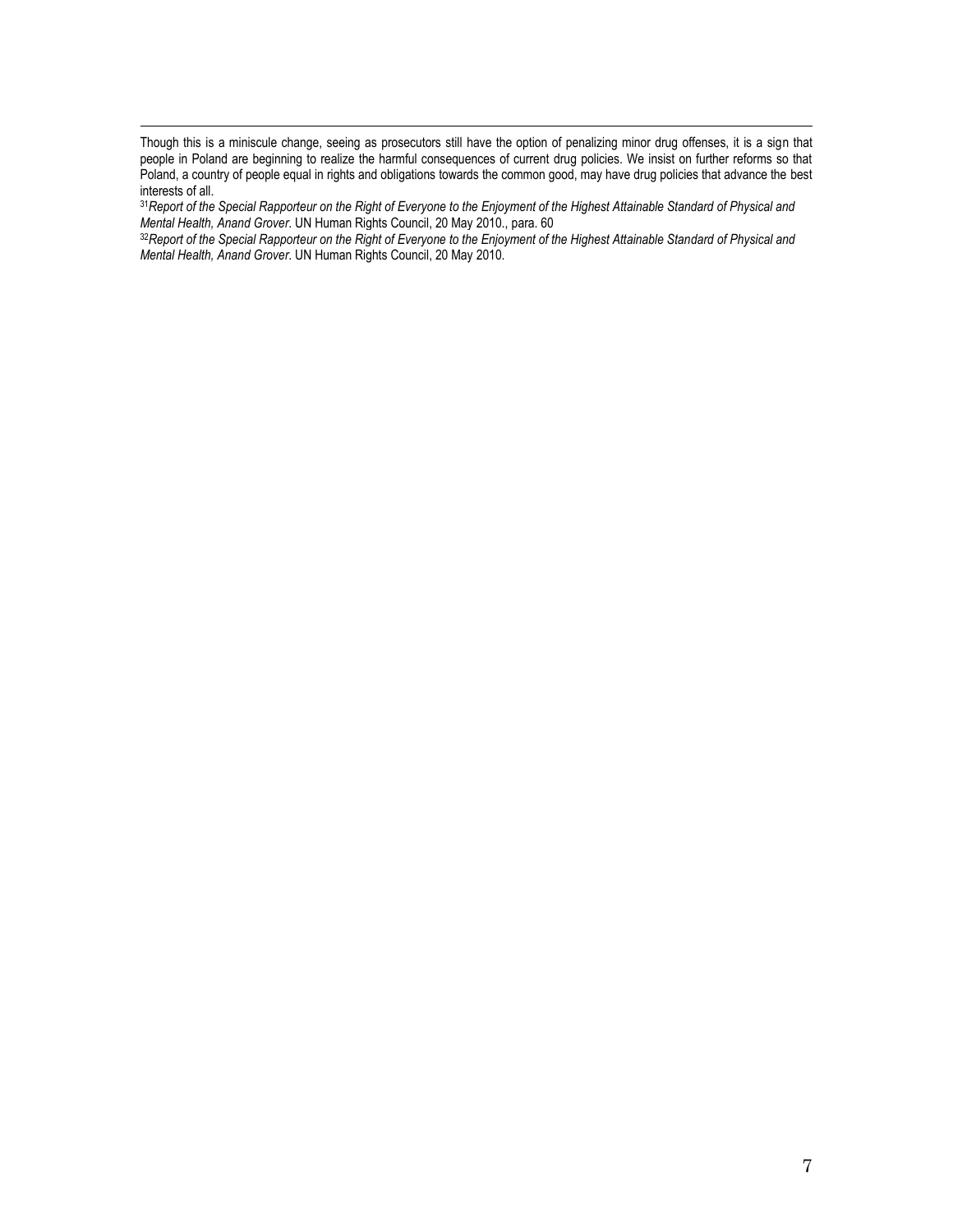Though this is a miniscule change, seeing as prosecutors still have the option of penalizing minor drug offenses, it is a sign that people in Poland are beginning to realize the harmful consequences of current drug policies. We insist on further reforms so that Poland, a country of people equal in rights and obligations towards the common good, may have drug policies that advance the best interests of all.

[31] *Report of the Special Rapporteur on the Right of Everyone to the Enjoyment of the Highest Attainable Standard of Physical and Mental Health, Anand Grover*. UN Human Rights Council, 20 May 2010., para. 60

[32] *Report of the Special Rapporteur on the Right of Everyone to the Enjoyment of the Highest Attainable Standard of Physical and Mental Health, Anand Grover*. UN Human Rights Council, 20 May 2010.